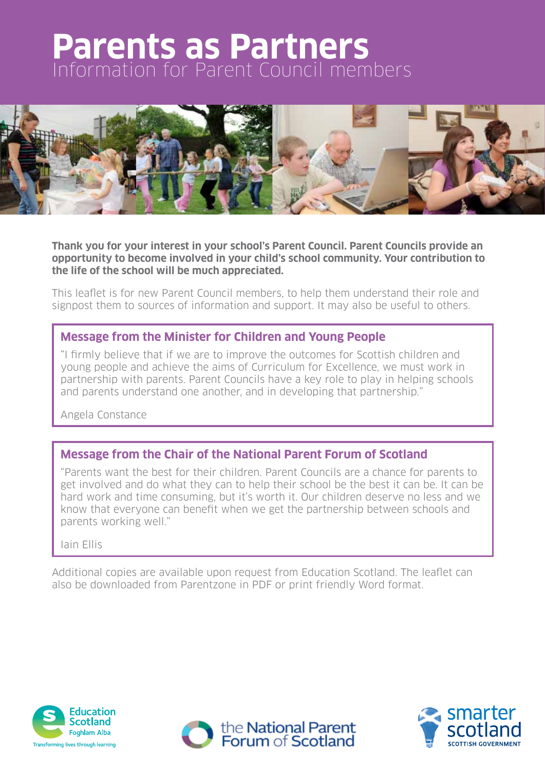# Parents as Partners

## Information for Parent Council members

**Thank you for your interest in your school's Parent Council. Parent Councils provide an opportunity to become involved in your child's school community. Your contribution to the life of the school will be much appreciated.**

This leaflet is for new Parent Council members, to help them understand their role and signpost them to sources of information and support. It may also be useful to others.

### Message from the Minister for Children and Young People

"I firmly believe that if we are to improve the outcomes for Scottish children and young people and achieve the aims of Curriculum for Excellence, we must work in partnership with parents. Parent Councils have a key role to play in helping schools and parents understand one another, and in developing that partnership."

Angela Constance

### Message from the Chair of the National Parent Forum of Scotland

"Parents want the best for their children. Parent Councils are a chance for parents to get involved and do what they can to help their school be the best it can be. It can be hard work and time consuming, but it's worth it. Our children deserve no less and we know that everyone can benefit when we get the partnership between schools and parents working well."

Iain Ellis

Additional copies are available upon request from Education Scotland. The leaflet can also be downloaded from Parentzone in PDF or print friendly Word format.

Education Scotland Foghlam Alba – Transforming lives through learning

the National Parent Forum of Scotland

smarter scotland – SCOTTISH GOVERNMENT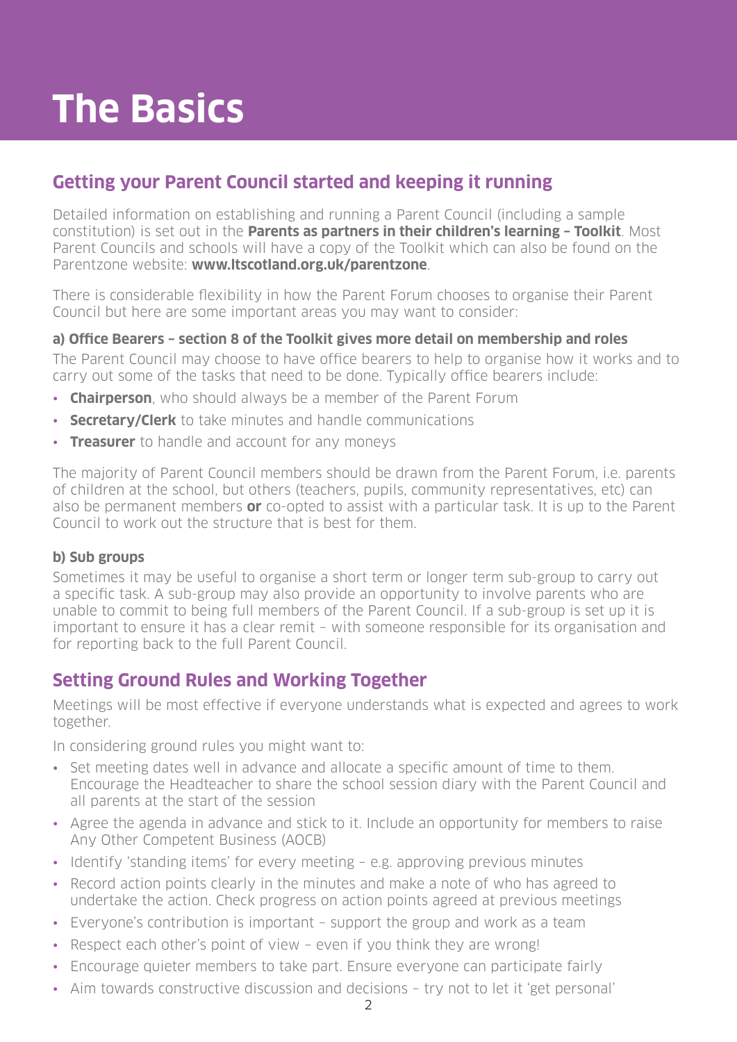# The Basics

## Getting your Parent Council started and keeping it running

Detailed information on establishing and running a Parent Council (including a sample constitution) is set out in the **Parents as partners in their children's learning – Toolkit**. Most Parent Councils and schools will have a copy of the Toolkit which can also be found on the Parentzone website: **www.ltscotland.org.uk/parentzone**.

There is considerable flexibility in how the Parent Forum chooses to organise their Parent Council but here are some important areas you may want to consider:

#### a) Office Bearers – section 8 of the Toolkit gives more detail on membership and roles

The Parent Council may choose to have office bearers to help to organise how it works and to carry out some of the tasks that need to be done. Typically office bearers include:

- **Chairperson**, who should always be a member of the Parent Forum
- **Secretary/Clerk** to take minutes and handle communications
- **Treasurer** to handle and account for any moneys

The majority of Parent Council members should be drawn from the Parent Forum, i.e. parents of children at the school, but others (teachers, pupils, community representatives, etc) can also be permanent members **or** co-opted to assist with a particular task. It is up to the Parent Council to work out the structure that is best for them.

#### b) Sub groups

Sometimes it may be useful to organise a short term or longer term sub-group to carry out a specific task. A sub-group may also provide an opportunity to involve parents who are unable to commit to being full members of the Parent Council. If a sub-group is set up it is important to ensure it has a clear remit – with someone responsible for its organisation and for reporting back to the full Parent Council.

## Setting Ground Rules and Working Together

Meetings will be most effective if everyone understands what is expected and agrees to work together.

In considering ground rules you might want to:

- Set meeting dates well in advance and allocate a specific amount of time to them. Encourage the Headteacher to share the school session diary with the Parent Council and all parents at the start of the session
- Agree the agenda in advance and stick to it. Include an opportunity for members to raise Any Other Competent Business (AOCB)
- Identify 'standing items' for every meeting – e.g. approving previous minutes
- Record action points clearly in the minutes and make a note of who has agreed to undertake the action. Check progress on action points agreed at previous meetings
- Everyone's contribution is important – support the group and work as a team
- Respect each other's point of view – even if you think they are wrong!
- Encourage quieter members to take part. Ensure everyone can participate fairly
- Aim towards constructive discussion and decisions – try not to let it 'get personal'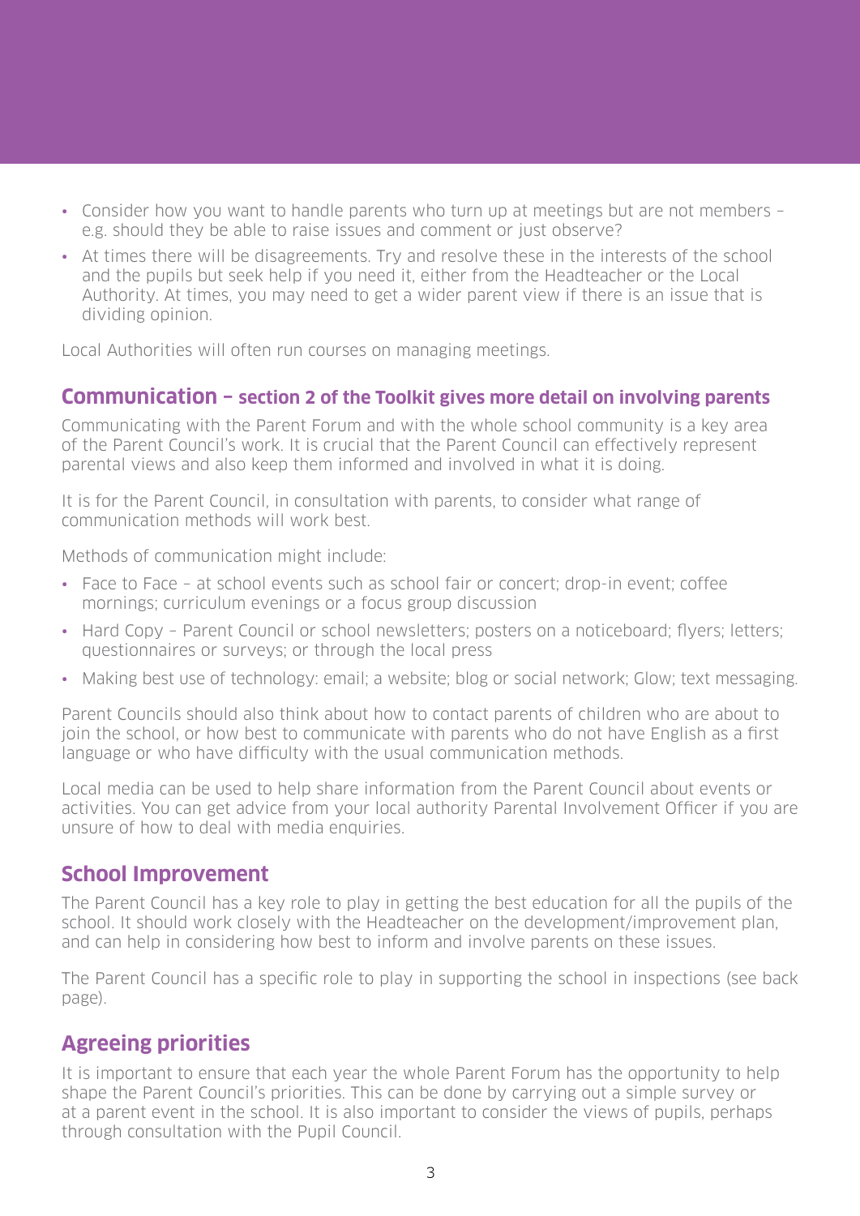- Consider how you want to handle parents who turn up at meetings but are not members – e.g. should they be able to raise issues and comment or just observe?
- At times there will be disagreements. Try and resolve these in the interests of the school and the pupils but seek help if you need it, either from the Headteacher or the Local Authority. At times, you may need to get a wider parent view if there is an issue that is dividing opinion.

Local Authorities will often run courses on managing meetings.

## Communication – section 2 of the Toolkit gives more detail on involving parents

Communicating with the Parent Forum and with the whole school community is a key area of the Parent Council's work. It is crucial that the Parent Council can effectively represent parental views and also keep them informed and involved in what it is doing.

It is for the Parent Council, in consultation with parents, to consider what range of communication methods will work best.

Methods of communication might include:

- Face to Face – at school events such as school fair or concert; drop-in event; coffee mornings; curriculum evenings or a focus group discussion
- Hard Copy – Parent Council or school newsletters; posters on a noticeboard; flyers; letters; questionnaires or surveys; or through the local press
- Making best use of technology: email; a website; blog or social network; Glow; text messaging.

Parent Councils should also think about how to contact parents of children who are about to join the school, or how best to communicate with parents who do not have English as a first language or who have difficulty with the usual communication methods.

Local media can be used to help share information from the Parent Council about events or activities. You can get advice from your local authority Parental Involvement Officer if you are unsure of how to deal with media enquiries.

## School Improvement

The Parent Council has a key role to play in getting the best education for all the pupils of the school. It should work closely with the Headteacher on the development/improvement plan, and can help in considering how best to inform and involve parents on these issues.

The Parent Council has a specific role to play in supporting the school in inspections (see back page).

## Agreeing priorities

It is important to ensure that each year the whole Parent Forum has the opportunity to help shape the Parent Council's priorities. This can be done by carrying out a simple survey or at a parent event in the school. It is also important to consider the views of pupils, perhaps through consultation with the Pupil Council.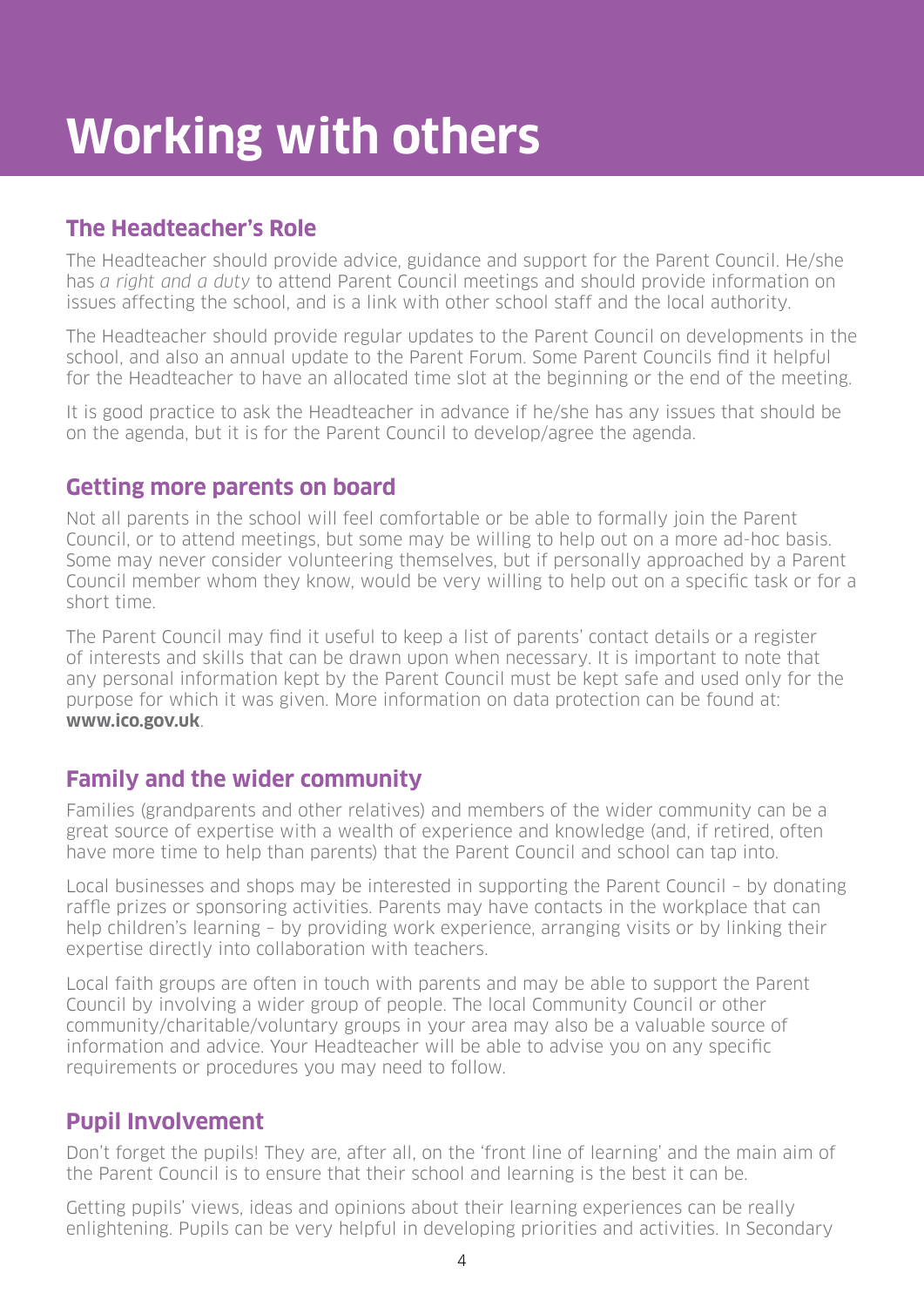# Working with others

## The Headteacher's Role

The Headteacher should provide advice, guidance and support for the Parent Council. He/she has *a right and a duty* to attend Parent Council meetings and should provide information on issues affecting the school, and is a link with other school staff and the local authority.

The Headteacher should provide regular updates to the Parent Council on developments in the school, and also an annual update to the Parent Forum. Some Parent Councils find it helpful for the Headteacher to have an allocated time slot at the beginning or the end of the meeting.

It is good practice to ask the Headteacher in advance if he/she has any issues that should be on the agenda, but it is for the Parent Council to develop/agree the agenda.

## Getting more parents on board

Not all parents in the school will feel comfortable or be able to formally join the Parent Council, or to attend meetings, but some may be willing to help out on a more ad-hoc basis. Some may never consider volunteering themselves, but if personally approached by a Parent Council member whom they know, would be very willing to help out on a specific task or for a short time.

The Parent Council may find it useful to keep a list of parents' contact details or a register of interests and skills that can be drawn upon when necessary. It is important to note that any personal information kept by the Parent Council must be kept safe and used only for the purpose for which it was given. More information on data protection can be found at: **www.ico.gov.uk**.

## Family and the wider community

Families (grandparents and other relatives) and members of the wider community can be a great source of expertise with a wealth of experience and knowledge (and, if retired, often have more time to help than parents) that the Parent Council and school can tap into.

Local businesses and shops may be interested in supporting the Parent Council – by donating raffle prizes or sponsoring activities. Parents may have contacts in the workplace that can help children's learning – by providing work experience, arranging visits or by linking their expertise directly into collaboration with teachers.

Local faith groups are often in touch with parents and may be able to support the Parent Council by involving a wider group of people. The local Community Council or other community/charitable/voluntary groups in your area may also be a valuable source of information and advice. Your Headteacher will be able to advise you on any specific requirements or procedures you may need to follow.

## Pupil Involvement

Don't forget the pupils! They are, after all, on the 'front line of learning' and the main aim of the Parent Council is to ensure that their school and learning is the best it can be.

Getting pupils' views, ideas and opinions about their learning experiences can be really enlightening. Pupils can be very helpful in developing priorities and activities. In Secondary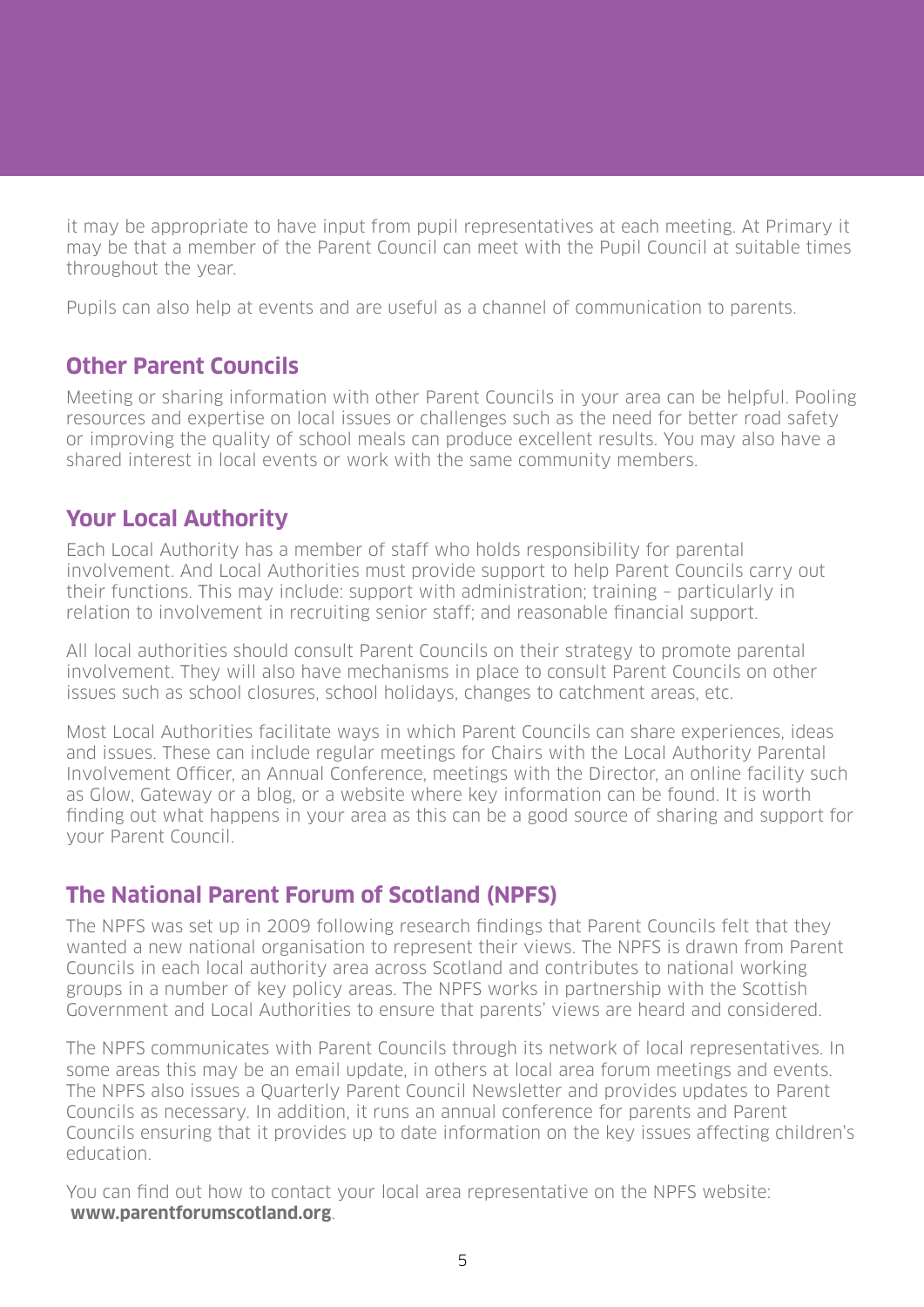it may be appropriate to have input from pupil representatives at each meeting. At Primary it may be that a member of the Parent Council can meet with the Pupil Council at suitable times throughout the year.

Pupils can also help at events and are useful as a channel of communication to parents.

## Other Parent Councils

Meeting or sharing information with other Parent Councils in your area can be helpful. Pooling resources and expertise on local issues or challenges such as the need for better road safety or improving the quality of school meals can produce excellent results. You may also have a shared interest in local events or work with the same community members.

## Your Local Authority

Each Local Authority has a member of staff who holds responsibility for parental involvement. And Local Authorities must provide support to help Parent Councils carry out their functions. This may include: support with administration; training – particularly in relation to involvement in recruiting senior staff; and reasonable financial support.

All local authorities should consult Parent Councils on their strategy to promote parental involvement. They will also have mechanisms in place to consult Parent Councils on other issues such as school closures, school holidays, changes to catchment areas, etc.

Most Local Authorities facilitate ways in which Parent Councils can share experiences, ideas and issues. These can include regular meetings for Chairs with the Local Authority Parental Involvement Officer, an Annual Conference, meetings with the Director, an online facility such as Glow, Gateway or a blog, or a website where key information can be found. It is worth finding out what happens in your area as this can be a good source of sharing and support for your Parent Council.

## The National Parent Forum of Scotland (NPFS)

The NPFS was set up in 2009 following research findings that Parent Councils felt that they wanted a new national organisation to represent their views. The NPFS is drawn from Parent Councils in each local authority area across Scotland and contributes to national working groups in a number of key policy areas. The NPFS works in partnership with the Scottish Government and Local Authorities to ensure that parents' views are heard and considered.

The NPFS communicates with Parent Councils through its network of local representatives. In some areas this may be an email update, in others at local area forum meetings and events. The NPFS also issues a Quarterly Parent Council Newsletter and provides updates to Parent Councils as necessary. In addition, it runs an annual conference for parents and Parent Councils ensuring that it provides up to date information on the key issues affecting children's education.

You can find out how to contact your local area representative on the NPFS website: **www.parentforumscotland.org**.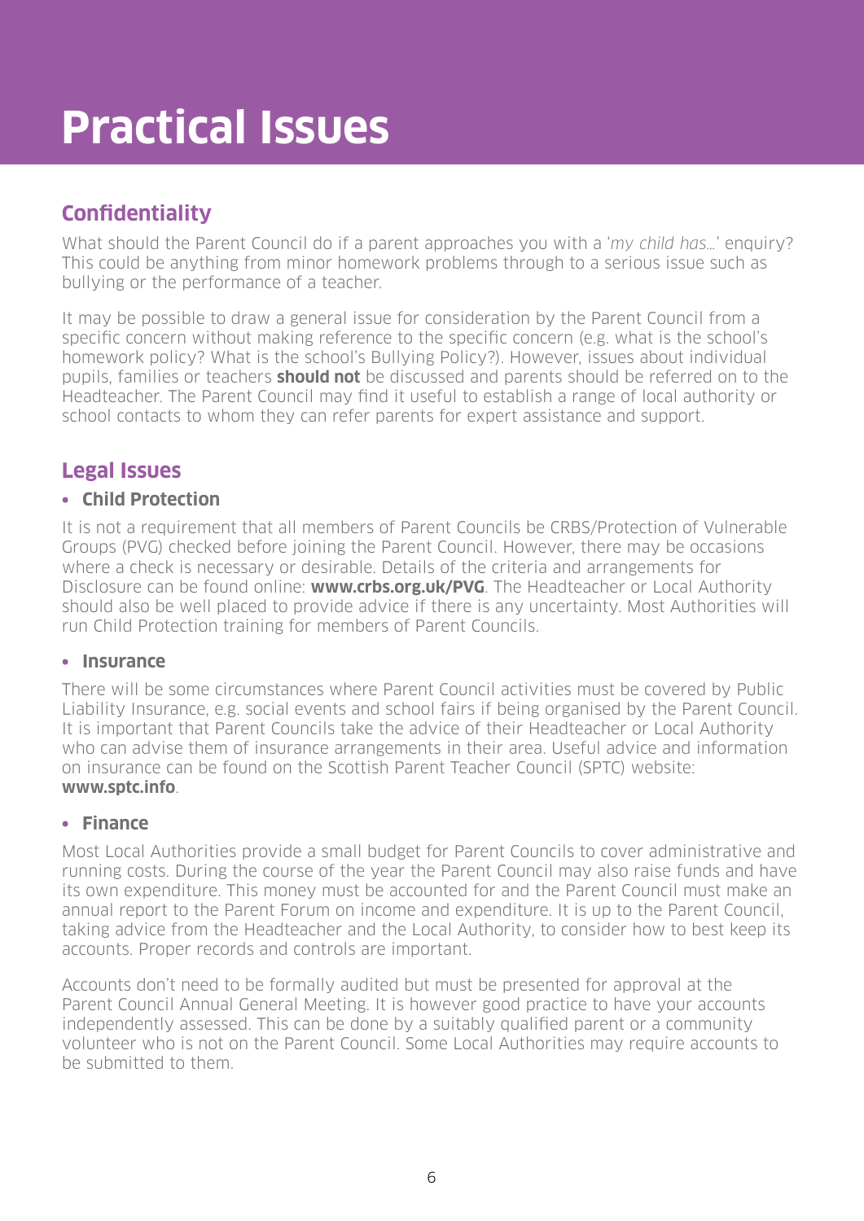# Practical Issues

## Confidentiality

What should the Parent Council do if a parent approaches you with a '*my child has...*' enquiry? This could be anything from minor homework problems through to a serious issue such as bullying or the performance of a teacher.

It may be possible to draw a general issue for consideration by the Parent Council from a specific concern without making reference to the specific concern (e.g. what is the school's homework policy? What is the school's Bullying Policy?). However, issues about individual pupils, families or teachers **should not** be discussed and parents should be referred on to the Headteacher. The Parent Council may find it useful to establish a range of local authority or school contacts to whom they can refer parents for expert assistance and support.

## Legal Issues

- **Child Protection**

It is not a requirement that all members of Parent Councils be CRBS/Protection of Vulnerable Groups (PVG) checked before joining the Parent Council. However, there may be occasions where a check is necessary or desirable. Details of the criteria and arrangements for Disclosure can be found online: **www.crbs.org.uk/PVG**. The Headteacher or Local Authority should also be well placed to provide advice if there is any uncertainty. Most Authorities will run Child Protection training for members of Parent Councils.

- **Insurance**

There will be some circumstances where Parent Council activities must be covered by Public Liability Insurance, e.g. social events and school fairs if being organised by the Parent Council. It is important that Parent Councils take the advice of their Headteacher or Local Authority who can advise them of insurance arrangements in their area. Useful advice and information on insurance can be found on the Scottish Parent Teacher Council (SPTC) website: **www.sptc.info**.

- **Finance**

Most Local Authorities provide a small budget for Parent Councils to cover administrative and running costs. During the course of the year the Parent Council may also raise funds and have its own expenditure. This money must be accounted for and the Parent Council must make an annual report to the Parent Forum on income and expenditure. It is up to the Parent Council, taking advice from the Headteacher and the Local Authority, to consider how to best keep its accounts. Proper records and controls are important.

Accounts don't need to be formally audited but must be presented for approval at the Parent Council Annual General Meeting. It is however good practice to have your accounts independently assessed. This can be done by a suitably qualified parent or a community volunteer who is not on the Parent Council. Some Local Authorities may require accounts to be submitted to them.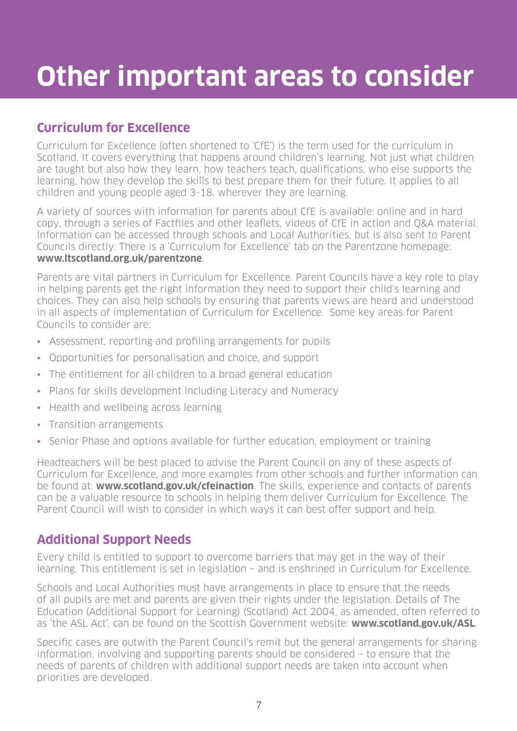# Other important areas to consider

## Curriculum for Excellence

Curriculum for Excellence (often shortened to 'CfE') is the term used for the curriculum in Scotland. It covers everything that happens around children's learning. Not just what children are taught but also how they learn, how teachers teach, qualifications, who else supports the learning, how they develop the skills to best prepare them for their future. It applies to all children and young people aged 3-18, wherever they are learning.

A variety of sources with information for parents about CfE is available: online and in hard copy, through a series of Factfiles and other leaflets, videos of CfE in action and Q&A material. Information can be accessed through schools and Local Authorities, but is also sent to Parent Councils directly. There is a 'Curriculum for Excellence' tab on the Parentzone homepage: **www.ltscotland.org.uk/parentzone**.

Parents are vital partners in Curriculum for Excellence. Parent Councils have a key role to play in helping parents get the right information they need to support their child's learning and choices. They can also help schools by ensuring that parents views are heard and understood in all aspects of implementation of Curriculum for Excellence. Some key areas for Parent Councils to consider are:

- Assessment, reporting and profiling arrangements for pupils
- Opportunities for personalisation and choice, and support
- The entitlement for all children to a broad general education
- Plans for skills development including Literacy and Numeracy
- Health and wellbeing across learning
- Transition arrangements
- Senior Phase and options available for further education, employment or training

Headteachers will be best placed to advise the Parent Council on any of these aspects of Curriculum for Excellence, and more examples from other schools and further information can be found at: **www.scotland.gov.uk/cfeinaction**. The skills, experience and contacts of parents can be a valuable resource to schools in helping them deliver Curriculum for Excellence. The Parent Council will wish to consider in which ways it can best offer support and help.

## Additional Support Needs

Every child is entitled to support to overcome barriers that may get in the way of their learning. This entitlement is set in legislation – and is enshrined in Curriculum for Excellence.

Schools and Local Authorities must have arrangements in place to ensure that the needs of all pupils are met and parents are given their rights under the legislation. Details of The Education (Additional Support for Learning) (Scotland) Act 2004, as amended, often referred to as 'the ASL Act', can be found on the Scottish Government website: **www.scotland.gov.uk/ASL**.

Specific cases are outwith the Parent Council's remit but the general arrangements for sharing information, involving and supporting parents should be considered – to ensure that the needs of parents of children with additional support needs are taken into account when priorities are developed.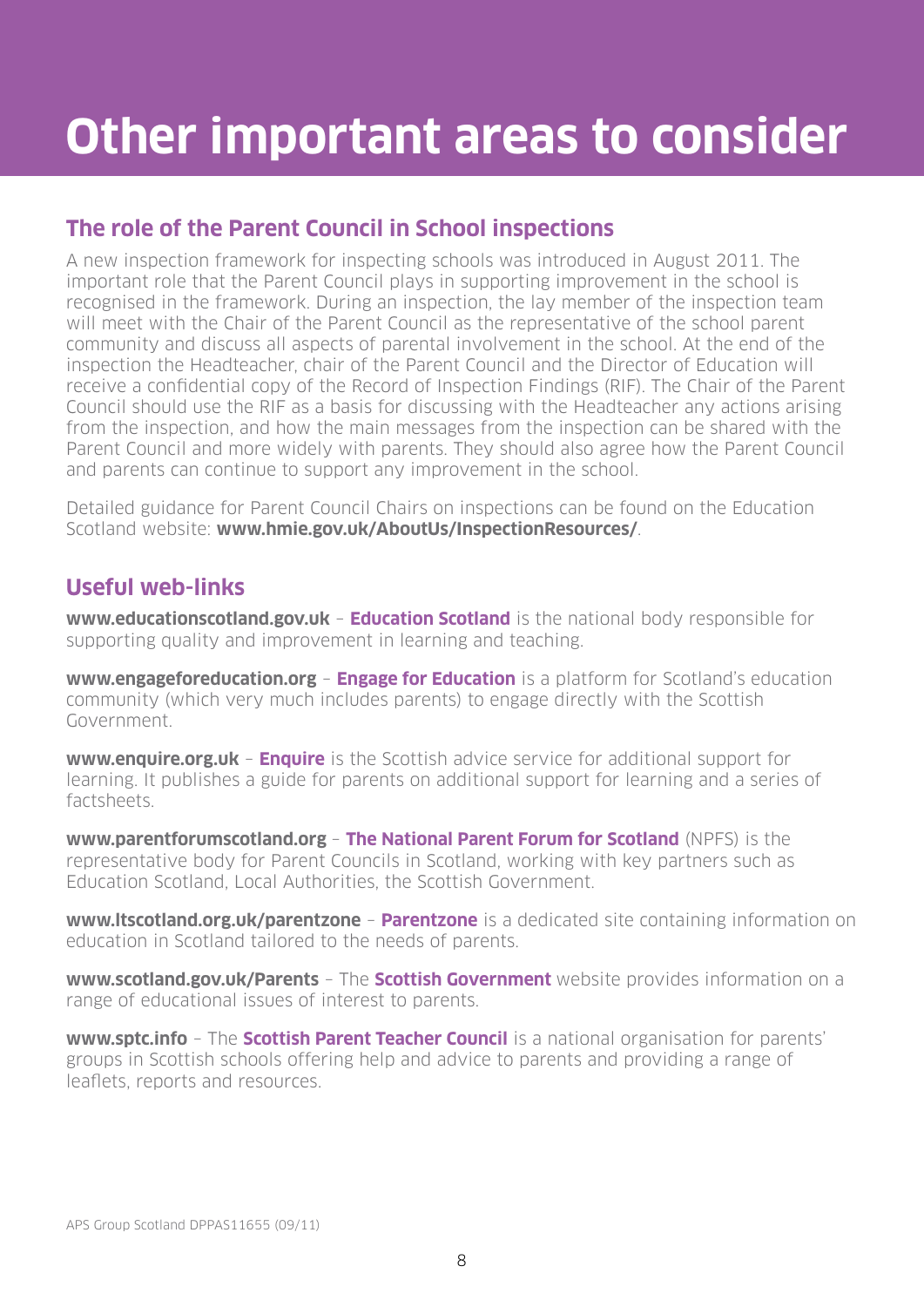# Other important areas to consider

## The role of the Parent Council in School inspections

A new inspection framework for inspecting schools was introduced in August 2011. The important role that the Parent Council plays in supporting improvement in the school is recognised in the framework. During an inspection, the lay member of the inspection team will meet with the Chair of the Parent Council as the representative of the school parent community and discuss all aspects of parental involvement in the school. At the end of the inspection the Headteacher, chair of the Parent Council and the Director of Education will receive a confidential copy of the Record of Inspection Findings (RIF). The Chair of the Parent Council should use the RIF as a basis for discussing with the Headteacher any actions arising from the inspection, and how the main messages from the inspection can be shared with the Parent Council and more widely with parents. They should also agree how the Parent Council and parents can continue to support any improvement in the school.

Detailed guidance for Parent Council Chairs on inspections can be found on the Education Scotland website: **www.hmie.gov.uk/AboutUs/InspectionResources/**.

## Useful web-links

**www.educationscotland.gov.uk** – **Education Scotland** is the national body responsible for supporting quality and improvement in learning and teaching.

**www.engageforeducation.org** – **Engage for Education** is a platform for Scotland's education community (which very much includes parents) to engage directly with the Scottish Government.

**www.enquire.org.uk** – **Enquire** is the Scottish advice service for additional support for learning. It publishes a guide for parents on additional support for learning and a series of factsheets.

**www.parentforumscotland.org** – **The National Parent Forum for Scotland** (NPFS) is the representative body for Parent Councils in Scotland, working with key partners such as Education Scotland, Local Authorities, the Scottish Government.

**www.ltscotland.org.uk/parentzone** – **Parentzone** is a dedicated site containing information on education in Scotland tailored to the needs of parents.

**www.scotland.gov.uk/Parents** – The **Scottish Government** website provides information on a range of educational issues of interest to parents.

**www.sptc.info** – The **Scottish Parent Teacher Council** is a national organisation for parents' groups in Scottish schools offering help and advice to parents and providing a range of leaflets, reports and resources.

APS Group Scotland DPPAS11655 (09/11)